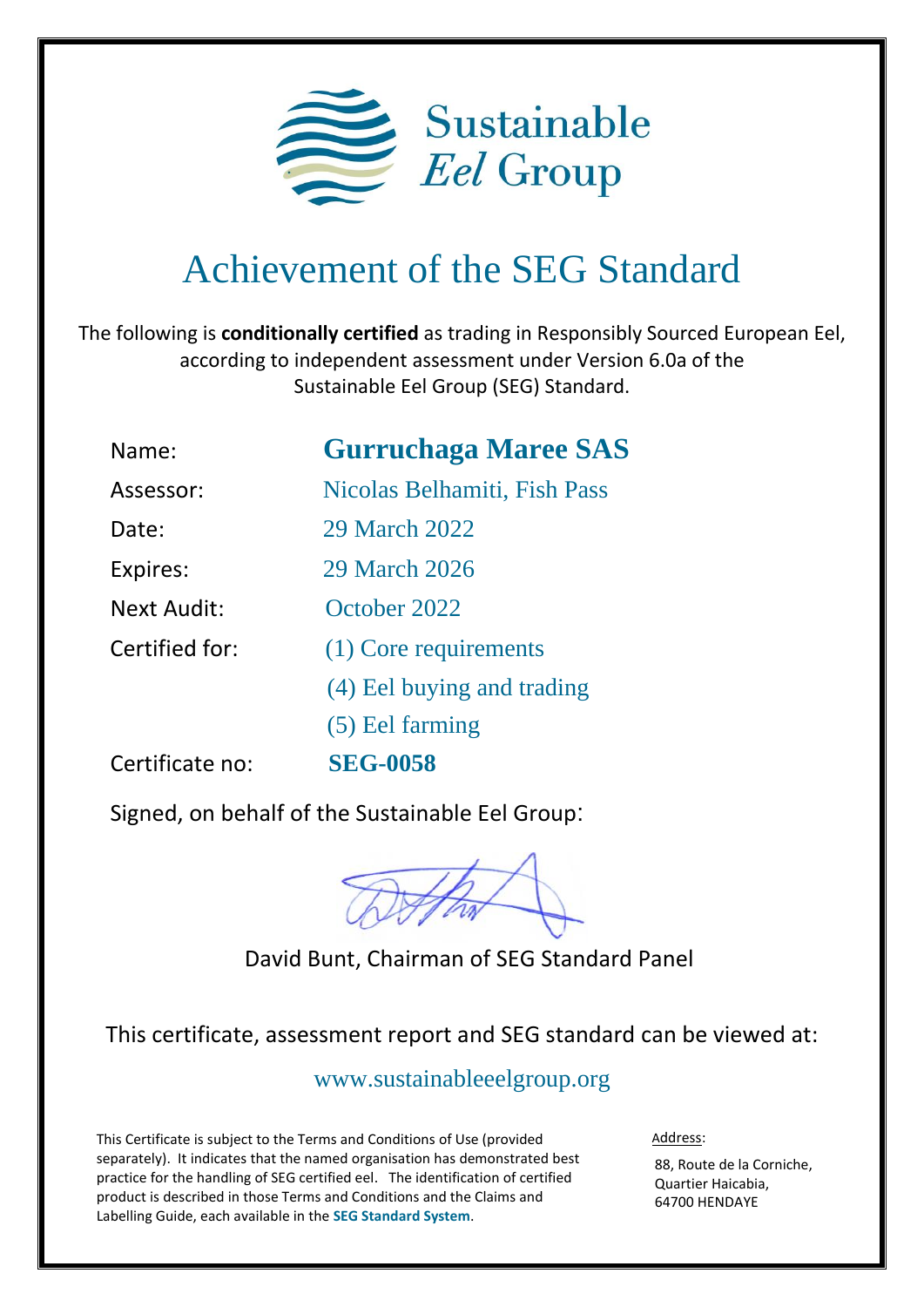Sustainable *Eel* Group

# Achievement of the SEG Standard

The following is **conditionally certified** as trading in Responsibly Sourced European Eel, according to independent assessment under Version 6.0a of the Sustainable Eel Group (SEG) Standard.

| | |
|---|---|
| Name: | **Gurruchaga Maree SAS** |
| Assessor: | Nicolas Belhamiti, Fish Pass |
| Date: | 29 March 2022 |
| Expires: | 29 March 2026 |
| Next Audit: | October 2022 |
| Certified for: | (1) Core requirements |
| | (4) Eel buying and trading |
| | (5) Eel farming |
| Certificate no: | **SEG-0058** |

Signed, on behalf of the Sustainable Eel Group:

David Bunt, Chairman of SEG Standard Panel

This certificate, assessment report and SEG standard can be viewed at:

www.sustainableeelgroup.org

This Certificate is subject to the Terms and Conditions of Use (provided separately). It indicates that the named organisation has demonstrated best practice for the handling of SEG certified eel. The identification of certified product is described in those Terms and Conditions and the Claims and Labelling Guide, each available in the **SEG Standard System**.

Address:

88, Route de la Corniche,
Quartier Haicabia,
64700 HENDAYE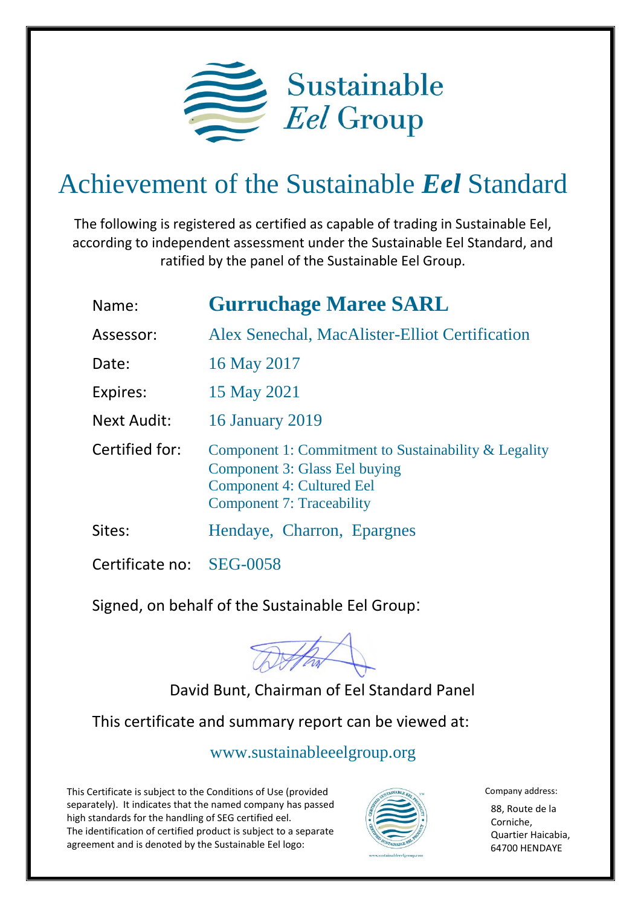Sustainable *Eel* Group

# Achievement of the Sustainable ***Eel*** Standard

The following is registered as certified as capable of trading in Sustainable Eel, according to independent assessment under the Sustainable Eel Standard, and ratified by the panel of the Sustainable Eel Group.

| | |
|---|---|
| Name: | **Gurruchage Maree SARL** |
| Assessor: | Alex Senechal, MacAlister-Elliot Certification |
| Date: | 16 May 2017 |
| Expires: | 15 May 2021 |
| Next Audit: | 16 January 2019 |
| Certified for: | Component 1: Commitment to Sustainability & Legality<br>Component 3: Glass Eel buying<br>Component 4: Cultured Eel<br>Component 7: Traceability |
| Sites: | Hendaye, Charron, Epargnes |
| Certificate no: | SEG-0058 |

Signed, on behalf of the Sustainable Eel Group:

David Bunt, Chairman of Eel Standard Panel

This certificate and summary report can be viewed at:

www.sustainableeelgroup.org

This Certificate is subject to the Conditions of Use (provided separately). It indicates that the named company has passed high standards for the handling of SEG certified eel.
The identification of certified product is subject to a separate agreement and is denoted by the Sustainable Eel logo:

Company address:

88, Route de la Corniche,
Quartier Haicabia,
64700 HENDAYE